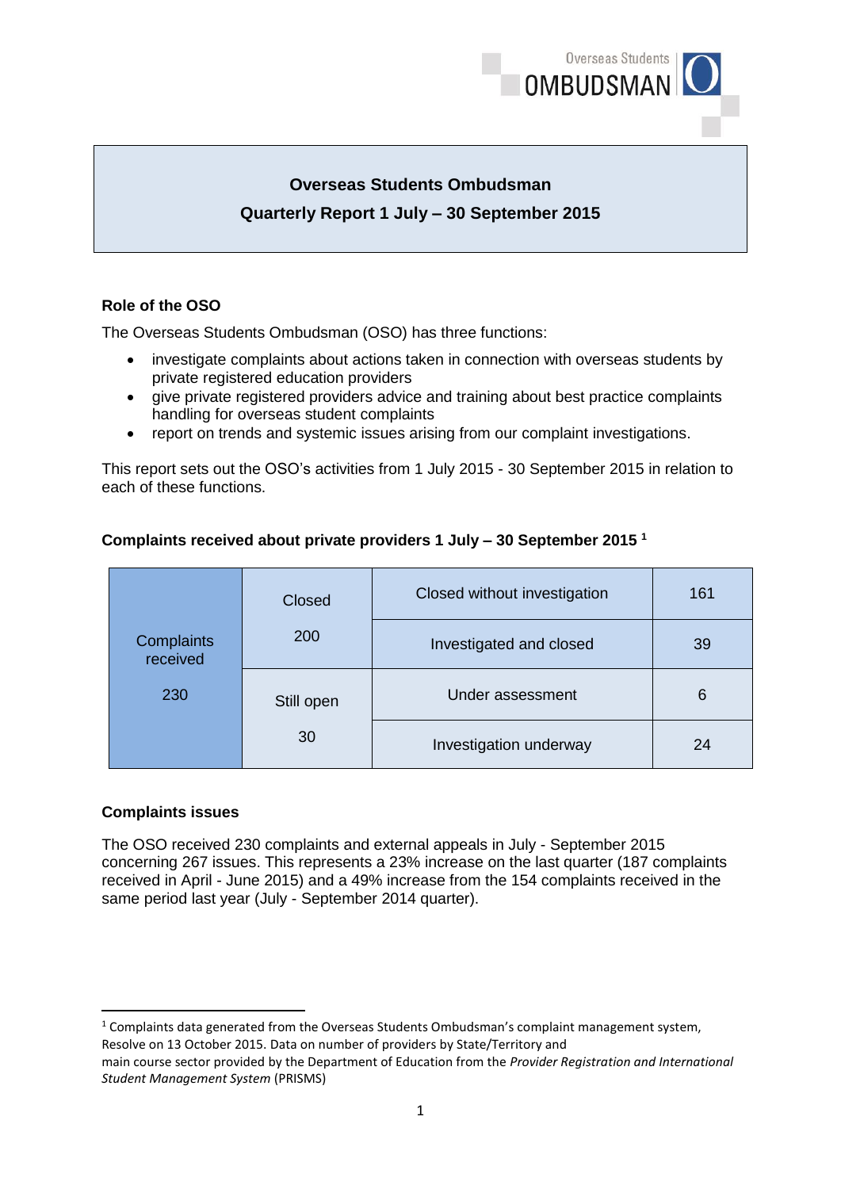# Overseas Students Ombudsman

## Quarterly Report 1 July – 30 September 2015

### Role of the OSO

The Overseas Students Ombudsman (OSO) has three functions:

- investigate complaints about actions taken in connection with overseas students by private registered education providers
- give private registered providers advice and training about best practice complaints handling for overseas student complaints
- report on trends and systemic issues arising from our complaint investigations.

This report sets out the OSO's activities from 1 July 2015 - 30 September 2015 in relation to each of these functions.

### Complaints received about private providers 1 July – 30 September 2015 [1]

| Complaints received | Status | Category | Number |
|---|---|---|---|
| 230 | Closed 200 | Closed without investigation | 161 |
| | | Investigated and closed | 39 |
| | Still open 30 | Under assessment | 6 |
| | | Investigation underway | 24 |

### Complaints issues

The OSO received 230 complaints and external appeals in July - September 2015 concerning 267 issues. This represents a 23% increase on the last quarter (187 complaints received in April - June 2015) and a 49% increase from the 154 complaints received in the same period last year (July - September 2014 quarter).

---

[1] Complaints data generated from the Overseas Students Ombudsman's complaint management system, Resolve on 13 October 2015. Data on number of providers by State/Territory and main course sector provided by the Department of Education from the *Provider Registration and International Student Management System* (PRISMS)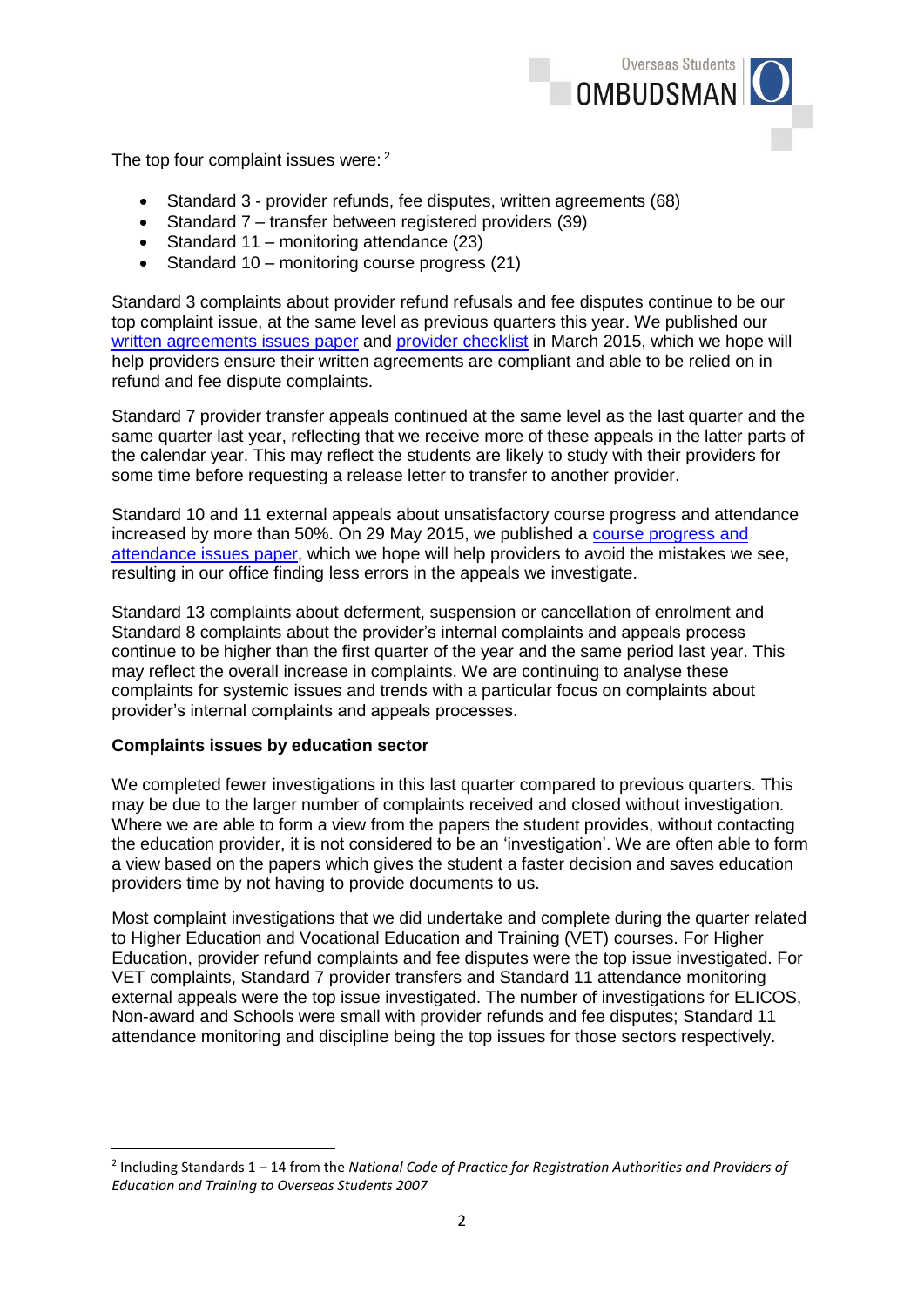The top four complaint issues were: [2]

- Standard 3 - provider refunds, fee disputes, written agreements (68)
- Standard 7 – transfer between registered providers (39)
- Standard 11 – monitoring attendance (23)
- Standard 10 – monitoring course progress (21)

Standard 3 complaints about provider refund refusals and fee disputes continue to be our top complaint issue, at the same level as previous quarters this year. We published our written agreements issues paper and provider checklist in March 2015, which we hope will help providers ensure their written agreements are compliant and able to be relied on in refund and fee dispute complaints.

Standard 7 provider transfer appeals continued at the same level as the last quarter and the same quarter last year, reflecting that we receive more of these appeals in the latter parts of the calendar year. This may reflect the students are likely to study with their providers for some time before requesting a release letter to transfer to another provider.

Standard 10 and 11 external appeals about unsatisfactory course progress and attendance increased by more than 50%. On 29 May 2015, we published a course progress and attendance issues paper, which we hope will help providers to avoid the mistakes we see, resulting in our office finding less errors in the appeals we investigate.

Standard 13 complaints about deferment, suspension or cancellation of enrolment and Standard 8 complaints about the provider's internal complaints and appeals process continue to be higher than the first quarter of the year and the same period last year. This may reflect the overall increase in complaints. We are continuing to analyse these complaints for systemic issues and trends with a particular focus on complaints about provider's internal complaints and appeals processes.

**Complaints issues by education sector**

We completed fewer investigations in this last quarter compared to previous quarters. This may be due to the larger number of complaints received and closed without investigation. Where we are able to form a view from the papers the student provides, without contacting the education provider, it is not considered to be an 'investigation'. We are often able to form a view based on the papers which gives the student a faster decision and saves education providers time by not having to provide documents to us.

Most complaint investigations that we did undertake and complete during the quarter related to Higher Education and Vocational Education and Training (VET) courses. For Higher Education, provider refund complaints and fee disputes were the top issue investigated. For VET complaints, Standard 7 provider transfers and Standard 11 attendance monitoring external appeals were the top issue investigated. The number of investigations for ELICOS, Non-award and Schools were small with provider refunds and fee disputes; Standard 11 attendance monitoring and discipline being the top issues for those sectors respectively.

[2] Including Standards 1 – 14 from the *National Code of Practice for Registration Authorities and Providers of Education and Training to Overseas Students 2007*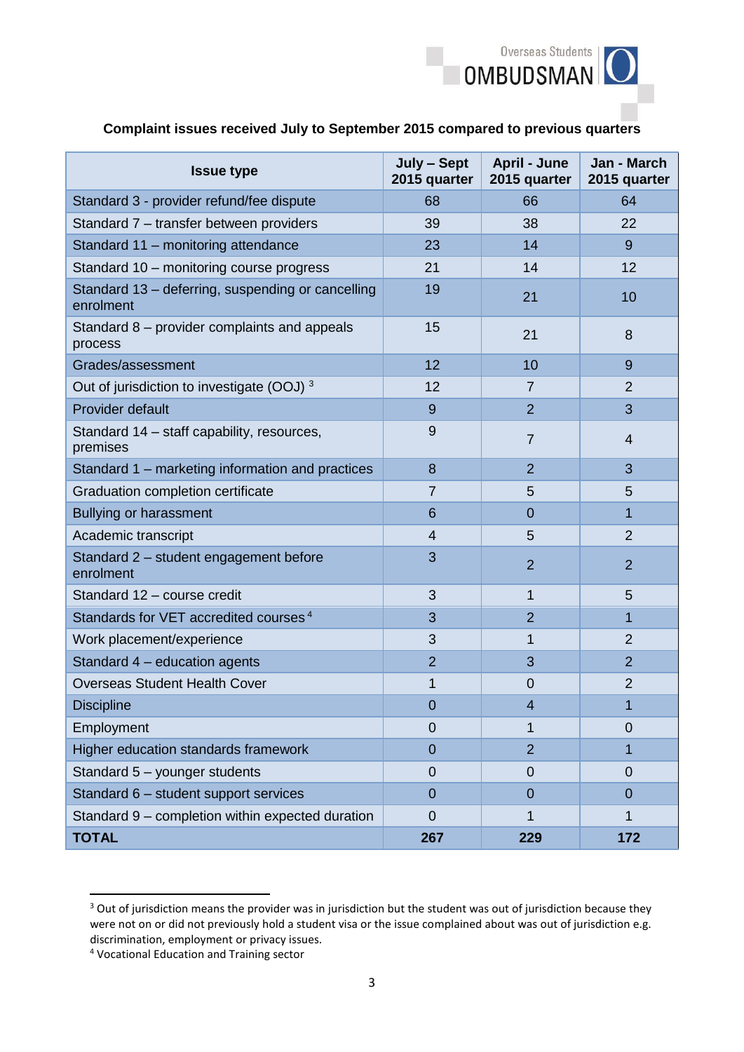**Complaint issues received July to September 2015 compared to previous quarters**

| Issue type | July – Sept 2015 quarter | April - June 2015 quarter | Jan - March 2015 quarter |
|---|---|---|---|
| Standard 3 - provider refund/fee dispute | 68 | 66 | 64 |
| Standard 7 – transfer between providers | 39 | 38 | 22 |
| Standard 11 – monitoring attendance | 23 | 14 | 9 |
| Standard 10 – monitoring course progress | 21 | 14 | 12 |
| Standard 13 – deferring, suspending or cancelling enrolment | 19 | 21 | 10 |
| Standard 8 – provider complaints and appeals process | 15 | 21 | 8 |
| Grades/assessment | 12 | 10 | 9 |
| Out of jurisdiction to investigate (OOJ) [3] | 12 | 7 | 2 |
| Provider default | 9 | 2 | 3 |
| Standard 14 – staff capability, resources, premises | 9 | 7 | 4 |
| Standard 1 – marketing information and practices | 8 | 2 | 3 |
| Graduation completion certificate | 7 | 5 | 5 |
| Bullying or harassment | 6 | 0 | 1 |
| Academic transcript | 4 | 5 | 2 |
| Standard 2 – student engagement before enrolment | 3 | 2 | 2 |
| Standard 12 – course credit | 3 | 1 | 5 |
| Standards for VET accredited courses [4] | 3 | 2 | 1 |
| Work placement/experience | 3 | 1 | 2 |
| Standard 4 – education agents | 2 | 3 | 2 |
| Overseas Student Health Cover | 1 | 0 | 2 |
| Discipline | 0 | 4 | 1 |
| Employment | 0 | 1 | 0 |
| Higher education standards framework | 0 | 2 | 1 |
| Standard 5 – younger students | 0 | 0 | 0 |
| Standard 6 – student support services | 0 | 0 | 0 |
| Standard 9 – completion within expected duration | 0 | 1 | 1 |
| **TOTAL** | **267** | **229** | **172** |

[3] Out of jurisdiction means the provider was in jurisdiction but the student was out of jurisdiction because they were not on or did not previously hold a student visa or the issue complained about was out of jurisdiction e.g. discrimination, employment or privacy issues.

[4] Vocational Education and Training sector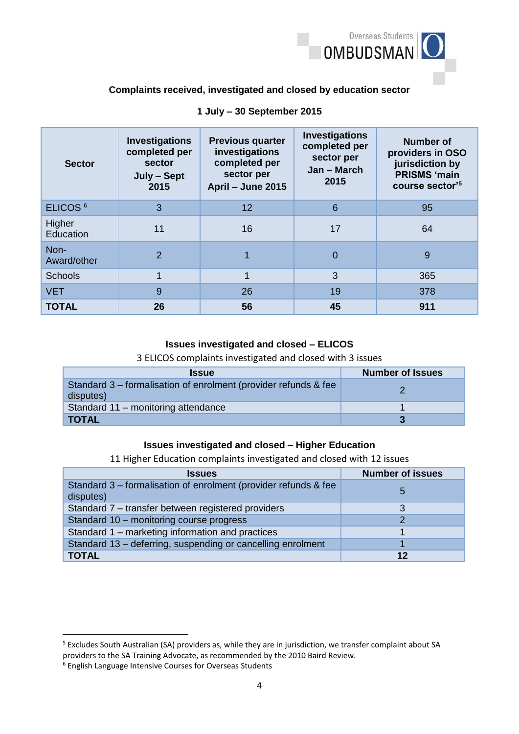### Complaints received, investigated and closed by education sector

### 1 July – 30 September 2015

| Sector | Investigations completed per sector July – Sept 2015 | Previous quarter investigations completed per sector per April – June 2015 | Investigations completed per sector per Jan – March 2015 | Number of providers in OSO jurisdiction by PRISMS 'main course sector'[5] |
|---|---|---|---|---|
| ELICOS [6] | 3 | 12 | 6 | 95 |
| Higher Education | 11 | 16 | 17 | 64 |
| Non-Award/other | 2 | 1 | 0 | 9 |
| Schools | 1 | 1 | 3 | 365 |
| VET | 9 | 26 | 19 | 378 |
| **TOTAL** | **26** | **56** | **45** | **911** |

### Issues investigated and closed – ELICOS

3 ELICOS complaints investigated and closed with 3 issues

| Issue | Number of Issues |
|---|---|
| Standard 3 – formalisation of enrolment (provider refunds & fee disputes) | 2 |
| Standard 11 – monitoring attendance | 1 |
| **TOTAL** | **3** |

### Issues investigated and closed – Higher Education

11 Higher Education complaints investigated and closed with 12 issues

| Issues | Number of issues |
|---|---|
| Standard 3 – formalisation of enrolment (provider refunds & fee disputes) | 5 |
| Standard 7 – transfer between registered providers | 3 |
| Standard 10 – monitoring course progress | 2 |
| Standard 1 – marketing information and practices | 1 |
| Standard 13 – deferring, suspending or cancelling enrolment | 1 |
| **TOTAL** | **12** |

---

[5] Excludes South Australian (SA) providers as, while they are in jurisdiction, we transfer complaint about SA providers to the SA Training Advocate, as recommended by the 2010 Baird Review.

[6] English Language Intensive Courses for Overseas Students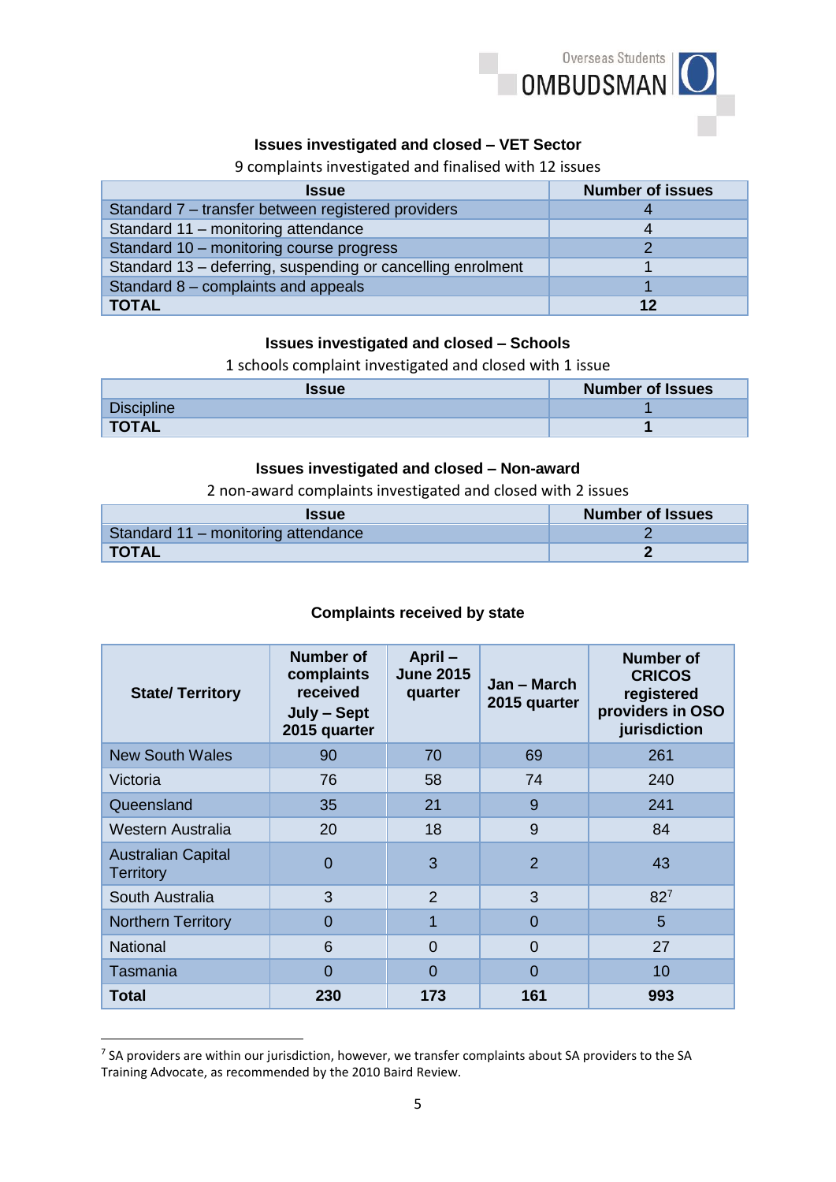### Issues investigated and closed – VET Sector

9 complaints investigated and finalised with 12 issues

| Issue | Number of issues |
|---|---|
| Standard 7 – transfer between registered providers | 4 |
| Standard 11 – monitoring attendance | 4 |
| Standard 10 – monitoring course progress | 2 |
| Standard 13 – deferring, suspending or cancelling enrolment | 1 |
| Standard 8 – complaints and appeals | 1 |
| **TOTAL** | **12** |

### Issues investigated and closed – Schools

1 schools complaint investigated and closed with 1 issue

| Issue | Number of Issues |
|---|---|
| Discipline | 1 |
| **TOTAL** | **1** |

### Issues investigated and closed – Non-award

2 non-award complaints investigated and closed with 2 issues

| Issue | Number of Issues |
|---|---|
| Standard 11 – monitoring attendance | 2 |
| **TOTAL** | **2** |

### Complaints received by state

| State/ Territory | Number of complaints received July – Sept 2015 quarter | April – June 2015 quarter | Jan – March 2015 quarter | Number of CRICOS registered providers in OSO jurisdiction |
|---|---|---|---|---|
| New South Wales | 90 | 70 | 69 | 261 |
| Victoria | 76 | 58 | 74 | 240 |
| Queensland | 35 | 21 | 9 | 241 |
| Western Australia | 20 | 18 | 9 | 84 |
| Australian Capital Territory | 0 | 3 | 2 | 43 |
| South Australia | 3 | 2 | 3 | 82[7] |
| Northern Territory | 0 | 1 | 0 | 5 |
| National | 6 | 0 | 0 | 27 |
| Tasmania | 0 | 0 | 0 | 10 |
| **Total** | **230** | **173** | **161** | **993** |

[7] SA providers are within our jurisdiction, however, we transfer complaints about SA providers to the SA Training Advocate, as recommended by the 2010 Baird Review.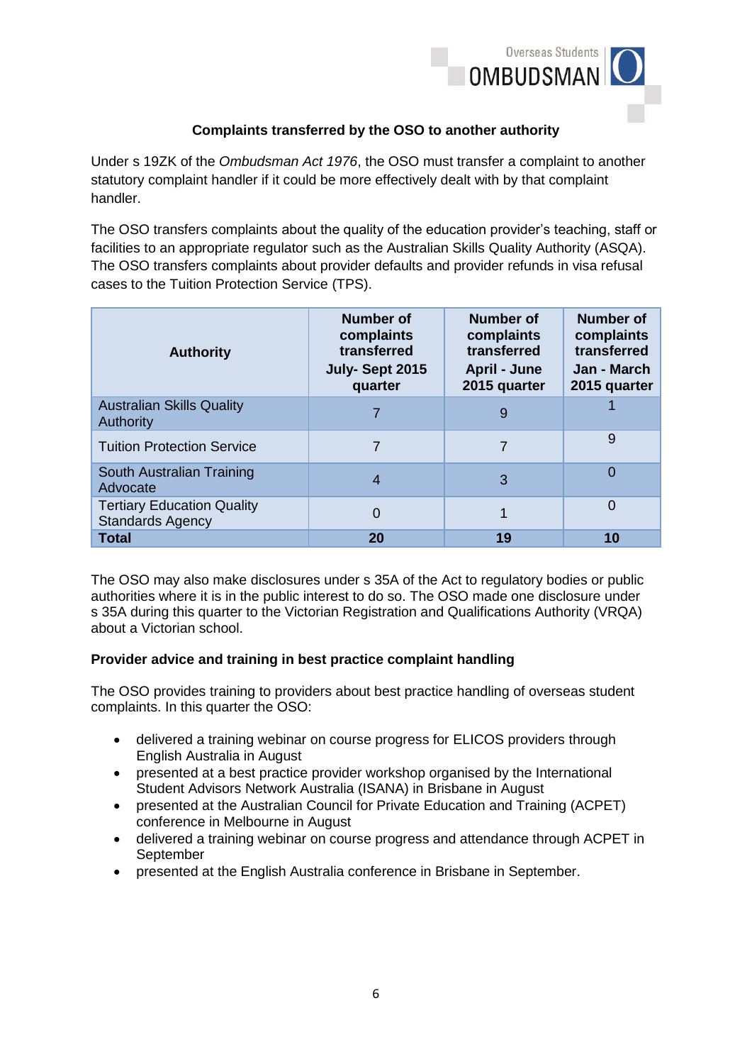## Complaints transferred by the OSO to another authority

Under s 19ZK of the *Ombudsman Act 1976*, the OSO must transfer a complaint to another statutory complaint handler if it could be more effectively dealt with by that complaint handler.

The OSO transfers complaints about the quality of the education provider's teaching, staff or facilities to an appropriate regulator such as the Australian Skills Quality Authority (ASQA). The OSO transfers complaints about provider defaults and provider refunds in visa refusal cases to the Tuition Protection Service (TPS).

| Authority | Number of complaints transferred July- Sept 2015 quarter | Number of complaints transferred April - June 2015 quarter | Number of complaints transferred Jan - March 2015 quarter |
|---|---|---|---|
| Australian Skills Quality Authority | 7 | 9 | 1 |
| Tuition Protection Service | 7 | 7 | 9 |
| South Australian Training Advocate | 4 | 3 | 0 |
| Tertiary Education Quality Standards Agency | 0 | 1 | 0 |
| **Total** | **20** | **19** | **10** |

The OSO may also make disclosures under s 35A of the Act to regulatory bodies or public authorities where it is in the public interest to do so. The OSO made one disclosure under s 35A during this quarter to the Victorian Registration and Qualifications Authority (VRQA) about a Victorian school.

**Provider advice and training in best practice complaint handling**

The OSO provides training to providers about best practice handling of overseas student complaints. In this quarter the OSO:

- delivered a training webinar on course progress for ELICOS providers through English Australia in August
- presented at a best practice provider workshop organised by the International Student Advisors Network Australia (ISANA) in Brisbane in August
- presented at the Australian Council for Private Education and Training (ACPET) conference in Melbourne in August
- delivered a training webinar on course progress and attendance through ACPET in September
- presented at the English Australia conference in Brisbane in September.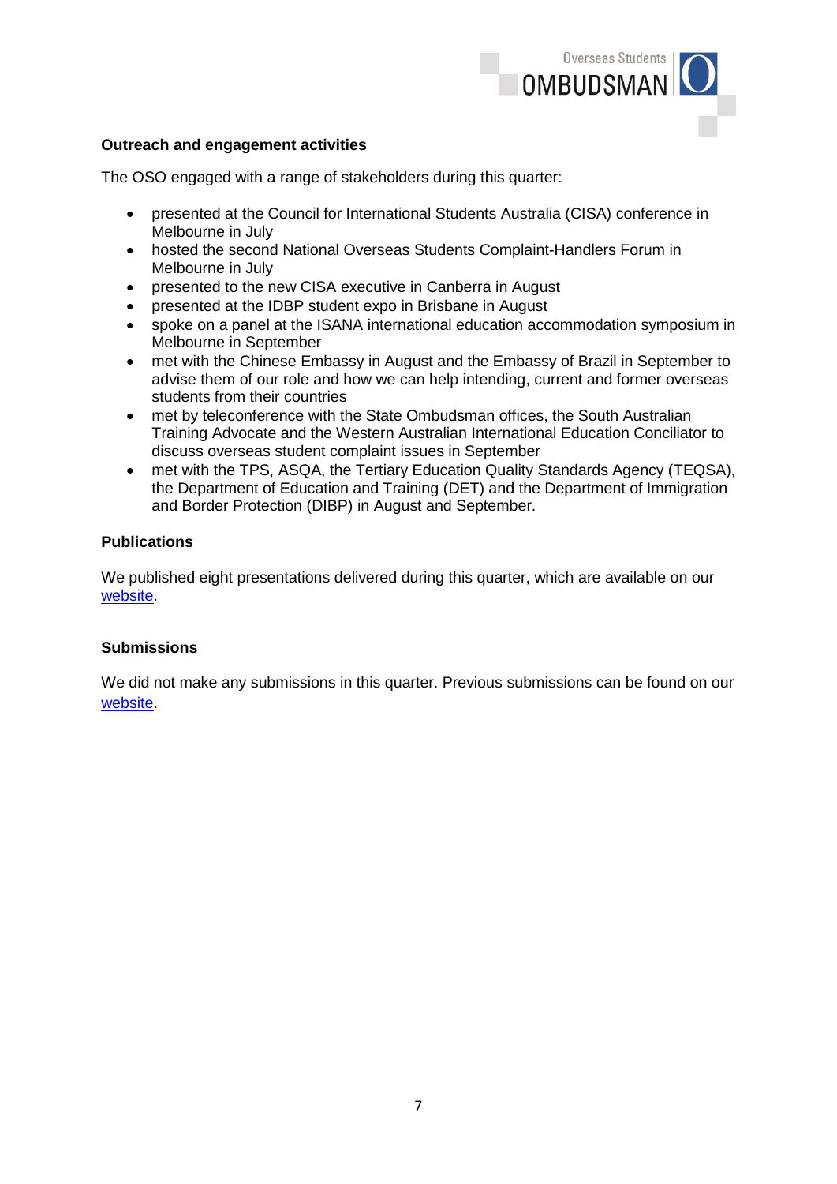### Outreach and engagement activities

The OSO engaged with a range of stakeholders during this quarter:

- presented at the Council for International Students Australia (CISA) conference in Melbourne in July
- hosted the second National Overseas Students Complaint-Handlers Forum in Melbourne in July
- presented to the new CISA executive in Canberra in August
- presented at the IDBP student expo in Brisbane in August
- spoke on a panel at the ISANA international education accommodation symposium in Melbourne in September
- met with the Chinese Embassy in August and the Embassy of Brazil in September to advise them of our role and how we can help intending, current and former overseas students from their countries
- met by teleconference with the State Ombudsman offices, the South Australian Training Advocate and the Western Australian International Education Conciliator to discuss overseas student complaint issues in September
- met with the TPS, ASQA, the Tertiary Education Quality Standards Agency (TEQSA), the Department of Education and Training (DET) and the Department of Immigration and Border Protection (DIBP) in August and September.

### Publications

We published eight presentations delivered during this quarter, which are available on our website.

### Submissions

We did not make any submissions in this quarter. Previous submissions can be found on our website.